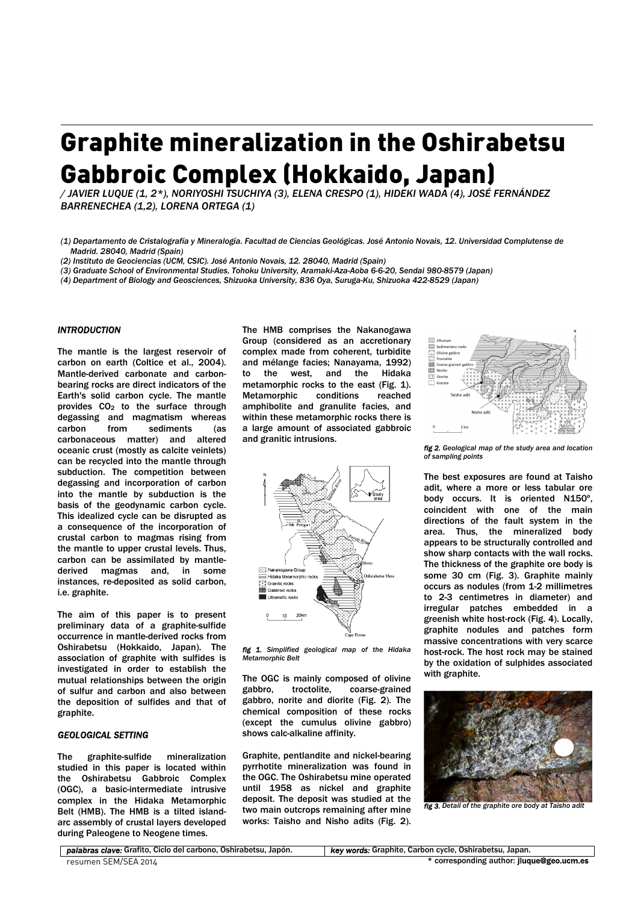# Graphite mineralization in the Oshirabetsu Gabbroic Complex (Hokkaido, Japan)

*/ JAVIER LUQUE (1, 2\*), NORIYOSHI TSUCHIYA (3), ELENA CRESPO (1), HIDEKI WADA (4), JOSÉ FERNÁNDEZ BARRENECHEA (1,2), LORENA ORTEGA (1)*

*(1) Departamento de Cristalografía y Mineralogía. Facultad de Ciencias Geológicas. José Antonio Novais, 12. Universidad Complutense de Madrid. 28040, Madrid (Spain)*

*(2) Instituto de Geociencias (UCM, CSIC). José Antonio Novais, 12. 28040, Madrid (Spain)*

*(3) Graduate School of Environmental Studies, Tohoku University, Aramaki-Aza-Aoba 6-6-20, Sendai 980-8579 (Japan)*

*(4) Department of Biology and Geosciences, Shizuoka University, 836 Oya, Suruga-Ku, Shizuoka 422-8529 (Japan)*

## INTRODUCTION

The mantle is the largest reservoir of carbon on earth (Coltice et al., 2004). Mantle-derived carbonate and carbon-bearing rocks are direct indicators of the Earth's solid carbon cycle. The mantle provides $CO_2$ to the surface through degassing and magmatism whereas carbon from sediments (as carbonaceous matter) and altered oceanic crust (mostly as calcite veinlets) can be recycled into the mantle through subduction. The competition between degassing and incorporation of carbon into the mantle by subduction is the basis of the geodynamic carbon cycle. This idealized cycle can be disrupted as a consequence of the incorporation of crustal carbon to magmas rising from the mantle to upper crustal levels. Thus, carbon can be assimilated by mantle-derived magmas and, in some instances, re-deposited as solid carbon, i.e. graphite.

The aim of this paper is to present preliminary data of a graphite-sulfide occurrence in mantle-derived rocks from Oshirabetsu (Hokkaido, Japan). The association of graphite with sulfides is investigated in order to establish the mutual relationships between the origin of sulfur and carbon and also between the deposition of sulfides and that of graphite.

## GEOLOGICAL SETTING

The graphite-sulfide mineralization studied in this paper is located within the Oshirabetsu Gabbroic Complex (OGC), a basic-intermediate intrusive complex in the Hidaka Metamorphic Belt (HMB). The HMB is a tilted island-arc assembly of crustal layers developed during Paleogene to Neogene times.

The HMB comprises the Nakanogawa Group (considered as an accretionary complex made from coherent, turbidite and mélange facies; Nanayama, 1992) to the west, and the Hidaka metamorphic rocks to the east (Fig. 1). Metamorphic conditions reached amphibolite and granulite facies, and within these metamorphic rocks there is a large amount of associated gabbroic and granitic intrusions.

*fig 1. Simplified geological map of the Hidaka Metamorphic Belt*

The OGC is mainly composed of olivine gabbro, troctolite, coarse-grained gabbro, norite and diorite (Fig. 2). The chemical composition of these rocks (except the cumulus olivine gabbro) shows calc-alkaline affinity.

Graphite, pentlandite and nickel-bearing pyrrhotite mineralization was found in the OGC. The Oshirabetsu mine operated until 1958 as nickel and graphite deposit. The deposit was studied at the two main outcrops remaining after mine works: Taisho and Nisho adits (Fig. 2).

*fig 2. Geological map of the study area and location of sampling points*

The best exposures are found at Taisho adit, where a more or less tabular ore body occurs. It is oriented N150º, coincident with one of the main directions of the fault system in the area. Thus, the mineralized body appears to be structurally controlled and show sharp contacts with the wall rocks. The thickness of the graphite ore body is some 30 cm (Fig. 3). Graphite mainly occurs as nodules (from 1-2 millimetres to 2-3 centimetres in diameter) and irregular patches embedded in a greenish white host-rock (Fig. 4). Locally, graphite nodules and patches form massive concentrations with very scarce host-rock. The host rock may be stained by the oxidation of sulphides associated with graphite.

*fig 3. Detail of the graphite ore body at Taisho adit*

| *palabras clave:* Grafito, Ciclo del carbono, Oshirabetsu, Japón. | *key words:* Graphite, Carbon cycle, Oshirabetsu, Japan. |
| --- | --- |

\* corresponding author: jluque@geo.ucm.es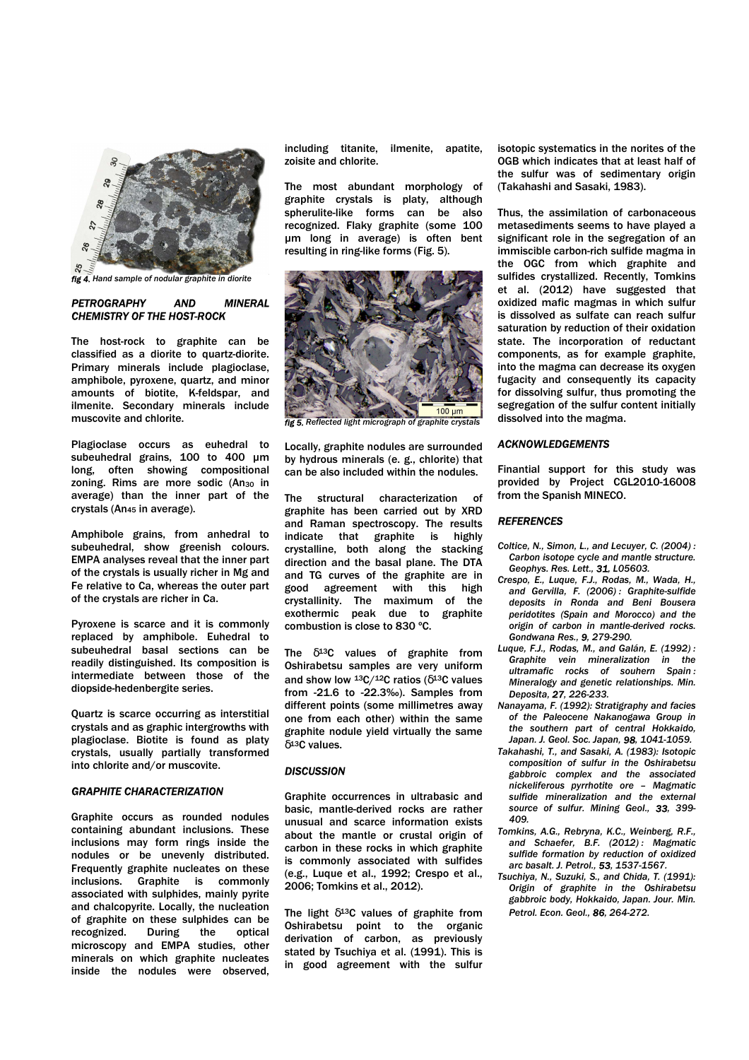*fig 4. Hand sample of nodular graphite in diorite*

### *PETROGRAPHY AND MINERAL CHEMISTRY OF THE HOST-ROCK*

The host-rock to graphite can be classified as a diorite to quartz-diorite. Primary minerals include plagioclase, amphibole, pyroxene, quartz, and minor amounts of biotite, K-feldspar, and ilmenite. Secondary minerals include muscovite and chlorite.

Plagioclase occurs as euhedral to subeuhedral grains, 100 to 400 µm long, often showing compositional zoning. Rims are more sodic ($An_{30}$ in average) than the inner part of the crystals ($An_{45}$ in average).

Amphibole grains, from anhedral to subeuhedral, show greenish colours. EMPA analyses reveal that the inner part of the crystals is usually richer in Mg and Fe relative to Ca, whereas the outer part of the crystals are richer in Ca.

Pyroxene is scarce and it is commonly replaced by amphibole. Euhedral to subeuhedral basal sections can be readily distinguished. Its composition is intermediate between those of the diopside-hedenbergite series.

Quartz is scarce occurring as interstitial crystals and as graphic intergrowths with plagioclase. Biotite is found as platy crystals, usually partially transformed into chlorite and/or muscovite.

### *GRAPHITE CHARACTERIZATION*

Graphite occurs as rounded nodules containing abundant inclusions. These inclusions may form rings inside the nodules or be unevenly distributed. Frequently graphite nucleates on these inclusions. Graphite is commonly associated with sulphides, mainly pyrite and chalcopyrite. Locally, the nucleation of graphite on these sulphides can be recognized. During the optical microscopy and EMPA studies, other minerals on which graphite nucleates inside the nodules were observed, including titanite, ilmenite, apatite, zoisite and chlorite.

The most abundant morphology of graphite crystals is platy, although spherulite-like forms can be also recognized. Flaky graphite (some 100 µm long in average) is often bent resulting in ring-like forms (Fig. 5).

100 µm

*fig 5. Reflected light micrograph of graphite crystals*

Locally, graphite nodules are surrounded by hydrous minerals (e. g., chlorite) that can be also included within the nodules.

The structural characterization of graphite has been carried out by XRD and Raman spectroscopy. The results indicate that graphite is highly crystalline, both along the stacking direction and the basal plane. The DTA and TG curves of the graphite are in good agreement with this high crystallinity. The maximum of the exothermic peak due to graphite combustion is close to 830 ºC.

The $\delta^{13}C$ values of graphite from Oshirabetsu samples are very uniform and show low $^{13}C/^{12}C$ ratios ($\delta^{13}C$ values from -21.6 to -22.3‰). Samples from different points (some millimetres away one from each other) within the same graphite nodule yield virtually the same $\delta^{13}C$ values.

### *DISCUSSION*

Graphite occurrences in ultrabasic and basic, mantle-derived rocks are rather unusual and scarce information exists about the mantle or crustal origin of carbon in these rocks in which graphite is commonly associated with sulfides (e.g., Luque et al., 1992; Crespo et al., 2006; Tomkins et al., 2012).

The light $\delta^{13}C$ values of graphite from Oshirabetsu point to the organic derivation of carbon, as previously stated by Tsuchiya et al. (1991). This is in good agreement with the sulfur isotopic systematics in the norites of the OGB which indicates that at least half of the sulfur was of sedimentary origin (Takahashi and Sasaki, 1983).

Thus, the assimilation of carbonaceous metasediments seems to have played a significant role in the segregation of an immiscible carbon-rich sulfide magma in the OGC from which graphite and sulfides crystallized. Recently, Tomkins et al. (2012) have suggested that oxidized mafic magmas in which sulfur is dissolved as sulfate can reach sulfur saturation by reduction of their oxidation state. The incorporation of reductant components, as for example graphite, into the magma can decrease its oxygen fugacity and consequently its capacity for dissolving sulfur, thus promoting the segregation of the sulfur content initially dissolved into the magma.

### *ACKNOWLEDGEMENTS*

Finantial support for this study was provided by Project CGL2010-16008 from the Spanish MINECO.

### *REFERENCES*

*Coltice, N., Simon, L., and Lecuyer, C. (2004): Carbon isotope cycle and mantle structure. Geophys. Res. Lett., **31**, L05603.*

*Crespo, E., Luque, F.J., Rodas, M., Wada, H., and Gervilla, F. (2006): Graphite-sulfide deposits in Ronda and Beni Bousera peridotites (Spain and Morocco) and the origin of carbon in mantle-derived rocks. Gondwana Res., **9**, 279-290.*

*Luque, F.J., Rodas, M., and Galán, E. (1992): Graphite vein mineralization in the ultramafic rocks of souhern Spain: Mineralogy and genetic relationships. Min. Deposita, **27**, 226-233.*

*Nanayama, F. (1992): Stratigraphy and facies of the Paleocene Nakanogawa Group in the southern part of central Hokkaido, Japan. J. Geol. Soc. Japan, **98**, 1041-1059.*

*Takahashi, T., and Sasaki, A. (1983): Isotopic composition of sulfur in the Oshirabetsu gabbroic complex and the associated nickeliferous pyrrhotite ore – Magmatic sulfide mineralization and the external source of sulfur. Mining Geol., **33**, 399-409.*

*Tomkins, A.G., Rebryna, K.C., Weinberg, R.F., and Schaefer, B.F. (2012): Magmatic sulfide formation by reduction of oxidized arc basalt. J. Petrol., **53**, 1537-1567.*

*Tsuchiya, N., Suzuki, S., and Chida, T. (1991): Origin of graphite in the Oshirabetsu gabbroic body, Hokkaido, Japan. Jour. Min. Petrol. Econ. Geol., **86**, 264-272.*